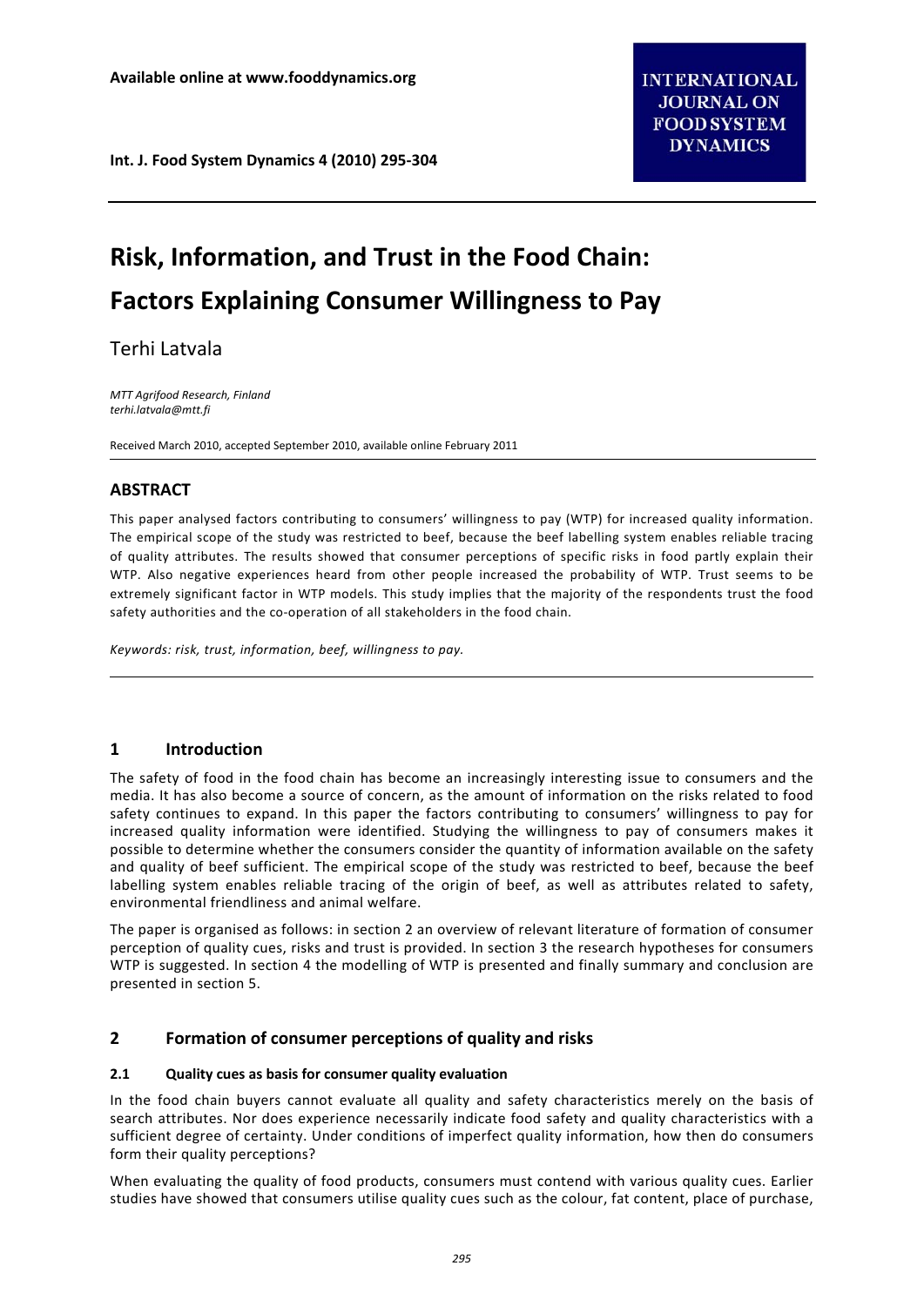# Risk, Information, and Trust in the Food Chain: Factors Explaining Consumer Willingness to Pay

Terhi Latvala

*MTT Agrifood Research, Finland*
*terhi.latvala@mtt.fi*

Received March 2010, accepted September 2010, available online February 2011

## ABSTRACT

This paper analysed factors contributing to consumers' willingness to pay (WTP) for increased quality information. The empirical scope of the study was restricted to beef, because the beef labelling system enables reliable tracing of quality attributes. The results showed that consumer perceptions of specific risks in food partly explain their WTP. Also negative experiences heard from other people increased the probability of WTP. Trust seems to be extremely significant factor in WTP models. This study implies that the majority of the respondents trust the food safety authorities and the co-operation of all stakeholders in the food chain.

*Keywords: risk, trust, information, beef, willingness to pay.*

## 1 Introduction

The safety of food in the food chain has become an increasingly interesting issue to consumers and the media. It has also become a source of concern, as the amount of information on the risks related to food safety continues to expand. In this paper the factors contributing to consumers' willingness to pay for increased quality information were identified. Studying the willingness to pay of consumers makes it possible to determine whether the consumers consider the quantity of information available on the safety and quality of beef sufficient. The empirical scope of the study was restricted to beef, because the beef labelling system enables reliable tracing of the origin of beef, as well as attributes related to safety, environmental friendliness and animal welfare.

The paper is organised as follows: in section 2 an overview of relevant literature of formation of consumer perception of quality cues, risks and trust is provided. In section 3 the research hypotheses for consumers WTP is suggested. In section 4 the modelling of WTP is presented and finally summary and conclusion are presented in section 5.

## 2 Formation of consumer perceptions of quality and risks

### 2.1 Quality cues as basis for consumer quality evaluation

In the food chain buyers cannot evaluate all quality and safety characteristics merely on the basis of search attributes. Nor does experience necessarily indicate food safety and quality characteristics with a sufficient degree of certainty. Under conditions of imperfect quality information, how then do consumers form their quality perceptions?

When evaluating the quality of food products, consumers must contend with various quality cues. Earlier studies have showed that consumers utilise quality cues such as the colour, fat content, place of purchase,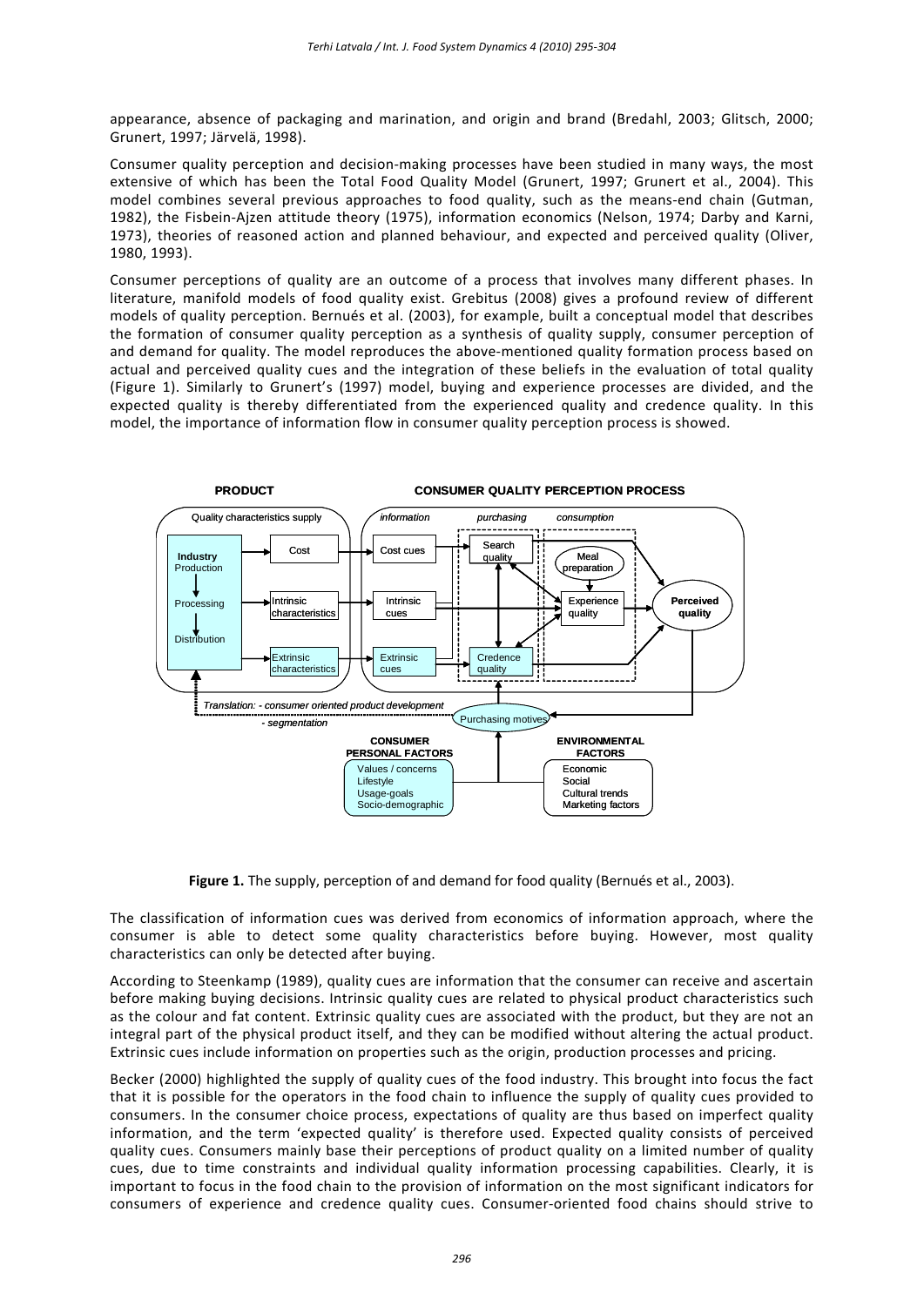appearance, absence of packaging and marination, and origin and brand (Bredahl, 2003; Glitsch, 2000; Grunert, 1997; Järvelä, 1998).

Consumer quality perception and decision-making processes have been studied in many ways, the most extensive of which has been the Total Food Quality Model (Grunert, 1997; Grunert et al., 2004). This model combines several previous approaches to food quality, such as the means-end chain (Gutman, 1982), the Fisbein-Ajzen attitude theory (1975), information economics (Nelson, 1974; Darby and Karni, 1973), theories of reasoned action and planned behaviour, and expected and perceived quality (Oliver, 1980, 1993).

Consumer perceptions of quality are an outcome of a process that involves many different phases. In literature, manifold models of food quality exist. Grebitus (2008) gives a profound review of different models of quality perception. Bernués et al. (2003), for example, built a conceptual model that describes the formation of consumer quality perception as a synthesis of quality supply, consumer perception of and demand for quality. The model reproduces the above-mentioned quality formation process based on actual and perceived quality cues and the integration of these beliefs in the evaluation of total quality (Figure 1). Similarly to Grunert's (1997) model, buying and experience processes are divided, and the expected quality is thereby differentiated from the experienced quality and credence quality. In this model, the importance of information flow in consumer quality perception process is showed.

**Figure 1.** The supply, perception of and demand for food quality (Bernués et al., 2003).

The classification of information cues was derived from economics of information approach, where the consumer is able to detect some quality characteristics before buying. However, most quality characteristics can only be detected after buying.

According to Steenkamp (1989), quality cues are information that the consumer can receive and ascertain before making buying decisions. Intrinsic quality cues are related to physical product characteristics such as the colour and fat content. Extrinsic quality cues are associated with the product, but they are not an integral part of the physical product itself, and they can be modified without altering the actual product. Extrinsic cues include information on properties such as the origin, production processes and pricing.

Becker (2000) highlighted the supply of quality cues of the food industry. This brought into focus the fact that it is possible for the operators in the food chain to influence the supply of quality cues provided to consumers. In the consumer choice process, expectations of quality are thus based on imperfect quality information, and the term 'expected quality' is therefore used. Expected quality consists of perceived quality cues. Consumers mainly base their perceptions of product quality on a limited number of quality cues, due to time constraints and individual quality information processing capabilities. Clearly, it is important to focus in the food chain to the provision of information on the most significant indicators for consumers of experience and credence quality cues. Consumer-oriented food chains should strive to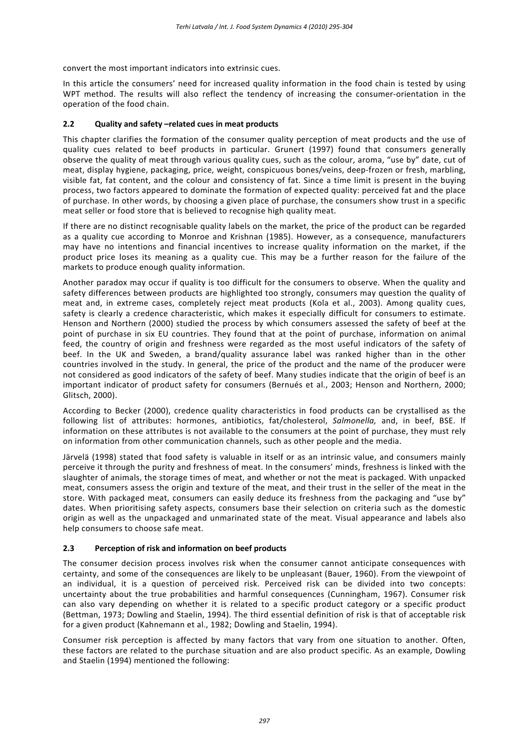convert the most important indicators into extrinsic cues.

In this article the consumers' need for increased quality information in the food chain is tested by using WPT method. The results will also reflect the tendency of increasing the consumer-orientation in the operation of the food chain.

### 2.2 Quality and safety –related cues in meat products

This chapter clarifies the formation of the consumer quality perception of meat products and the use of quality cues related to beef products in particular. Grunert (1997) found that consumers generally observe the quality of meat through various quality cues, such as the colour, aroma, "use by" date, cut of meat, display hygiene, packaging, price, weight, conspicuous bones/veins, deep-frozen or fresh, marbling, visible fat, fat content, and the colour and consistency of fat. Since a time limit is present in the buying process, two factors appeared to dominate the formation of expected quality: perceived fat and the place of purchase. In other words, by choosing a given place of purchase, the consumers show trust in a specific meat seller or food store that is believed to recognise high quality meat.

If there are no distinct recognisable quality labels on the market, the price of the product can be regarded as a quality cue according to Monroe and Krishnan (1985). However, as a consequence, manufacturers may have no intentions and financial incentives to increase quality information on the market, if the product price loses its meaning as a quality cue. This may be a further reason for the failure of the markets to produce enough quality information.

Another paradox may occur if quality is too difficult for the consumers to observe. When the quality and safety differences between products are highlighted too strongly, consumers may question the quality of meat and, in extreme cases, completely reject meat products (Kola et al., 2003). Among quality cues, safety is clearly a credence characteristic, which makes it especially difficult for consumers to estimate. Henson and Northern (2000) studied the process by which consumers assessed the safety of beef at the point of purchase in six EU countries. They found that at the point of purchase, information on animal feed, the country of origin and freshness were regarded as the most useful indicators of the safety of beef. In the UK and Sweden, a brand/quality assurance label was ranked higher than in the other countries involved in the study. In general, the price of the product and the name of the producer were not considered as good indicators of the safety of beef. Many studies indicate that the origin of beef is an important indicator of product safety for consumers (Bernués et al., 2003; Henson and Northern, 2000; Glitsch, 2000).

According to Becker (2000), credence quality characteristics in food products can be crystallised as the following list of attributes: hormones, antibiotics, fat/cholesterol, *Salmonella,* and, in beef, BSE. If information on these attributes is not available to the consumers at the point of purchase, they must rely on information from other communication channels, such as other people and the media.

Järvelä (1998) stated that food safety is valuable in itself or as an intrinsic value, and consumers mainly perceive it through the purity and freshness of meat. In the consumers' minds, freshness is linked with the slaughter of animals, the storage times of meat, and whether or not the meat is packaged. With unpacked meat, consumers assess the origin and texture of the meat, and their trust in the seller of the meat in the store. With packaged meat, consumers can easily deduce its freshness from the packaging and "use by" dates. When prioritising safety aspects, consumers base their selection on criteria such as the domestic origin as well as the unpackaged and unmarinated state of the meat. Visual appearance and labels also help consumers to choose safe meat.

### 2.3 Perception of risk and information on beef products

The consumer decision process involves risk when the consumer cannot anticipate consequences with certainty, and some of the consequences are likely to be unpleasant (Bauer, 1960). From the viewpoint of an individual, it is a question of perceived risk. Perceived risk can be divided into two concepts: uncertainty about the true probabilities and harmful consequences (Cunningham, 1967). Consumer risk can also vary depending on whether it is related to a specific product category or a specific product (Bettman, 1973; Dowling and Staelin, 1994). The third essential definition of risk is that of acceptable risk for a given product (Kahnemann et al., 1982; Dowling and Staelin, 1994).

Consumer risk perception is affected by many factors that vary from one situation to another. Often, these factors are related to the purchase situation and are also product specific. As an example, Dowling and Staelin (1994) mentioned the following: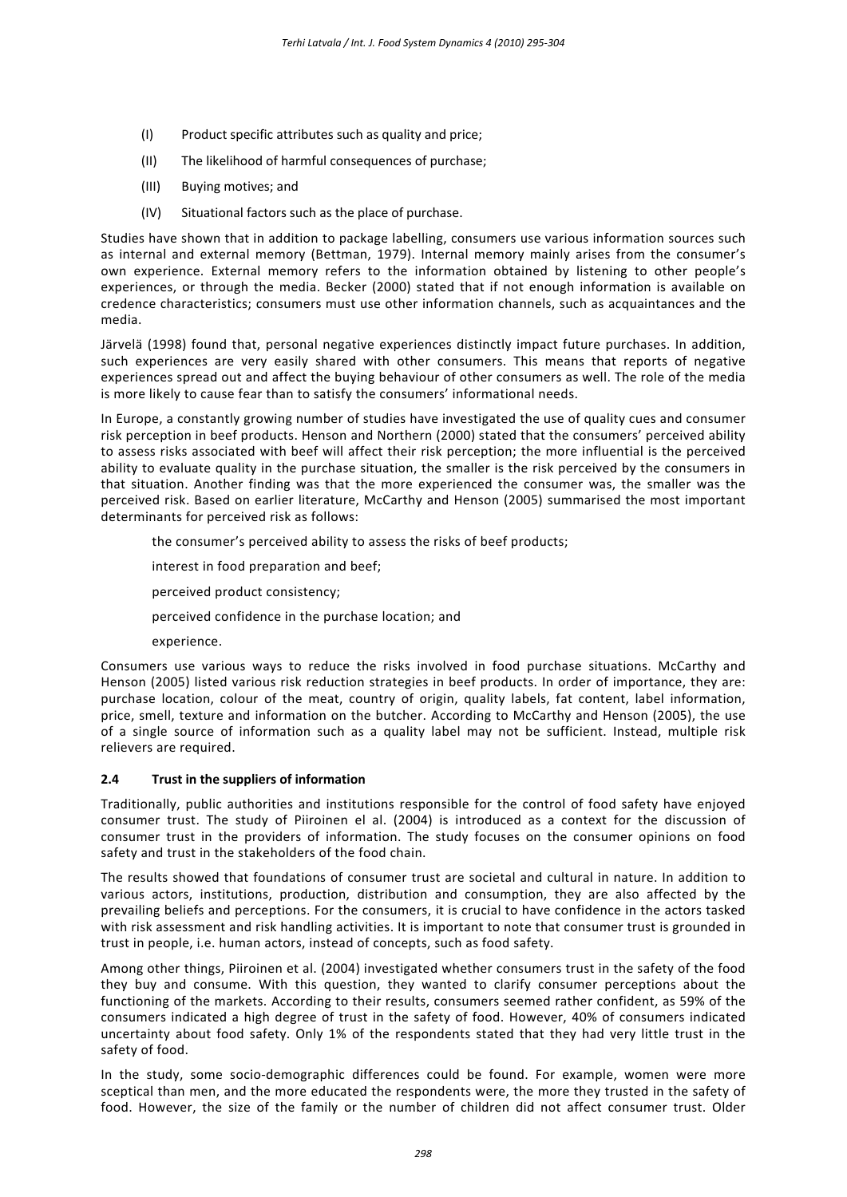(I) Product specific attributes such as quality and price;

(II) The likelihood of harmful consequences of purchase;

(III) Buying motives; and

(IV) Situational factors such as the place of purchase.

Studies have shown that in addition to package labelling, consumers use various information sources such as internal and external memory (Bettman, 1979). Internal memory mainly arises from the consumer's own experience. External memory refers to the information obtained by listening to other people's experiences, or through the media. Becker (2000) stated that if not enough information is available on credence characteristics; consumers must use other information channels, such as acquaintances and the media.

Järvelä (1998) found that, personal negative experiences distinctly impact future purchases. In addition, such experiences are very easily shared with other consumers. This means that reports of negative experiences spread out and affect the buying behaviour of other consumers as well. The role of the media is more likely to cause fear than to satisfy the consumers' informational needs.

In Europe, a constantly growing number of studies have investigated the use of quality cues and consumer risk perception in beef products. Henson and Northern (2000) stated that the consumers' perceived ability to assess risks associated with beef will affect their risk perception; the more influential is the perceived ability to evaluate quality in the purchase situation, the smaller is the risk perceived by the consumers in that situation. Another finding was that the more experienced the consumer was, the smaller was the perceived risk. Based on earlier literature, McCarthy and Henson (2005) summarised the most important determinants for perceived risk as follows:

the consumer's perceived ability to assess the risks of beef products;

interest in food preparation and beef;

perceived product consistency;

perceived confidence in the purchase location; and

experience.

Consumers use various ways to reduce the risks involved in food purchase situations. McCarthy and Henson (2005) listed various risk reduction strategies in beef products. In order of importance, they are: purchase location, colour of the meat, country of origin, quality labels, fat content, label information, price, smell, texture and information on the butcher. According to McCarthy and Henson (2005), the use of a single source of information such as a quality label may not be sufficient. Instead, multiple risk relievers are required.

### 2.4 Trust in the suppliers of information

Traditionally, public authorities and institutions responsible for the control of food safety have enjoyed consumer trust. The study of Piiroinen el al. (2004) is introduced as a context for the discussion of consumer trust in the providers of information. The study focuses on the consumer opinions on food safety and trust in the stakeholders of the food chain.

The results showed that foundations of consumer trust are societal and cultural in nature. In addition to various actors, institutions, production, distribution and consumption, they are also affected by the prevailing beliefs and perceptions. For the consumers, it is crucial to have confidence in the actors tasked with risk assessment and risk handling activities. It is important to note that consumer trust is grounded in trust in people, i.e. human actors, instead of concepts, such as food safety.

Among other things, Piiroinen et al. (2004) investigated whether consumers trust in the safety of the food they buy and consume. With this question, they wanted to clarify consumer perceptions about the functioning of the markets. According to their results, consumers seemed rather confident, as 59% of the consumers indicated a high degree of trust in the safety of food. However, 40% of consumers indicated uncertainty about food safety. Only 1% of the respondents stated that they had very little trust in the safety of food.

In the study, some socio-demographic differences could be found. For example, women were more sceptical than men, and the more educated the respondents were, the more they trusted in the safety of food. However, the size of the family or the number of children did not affect consumer trust. Older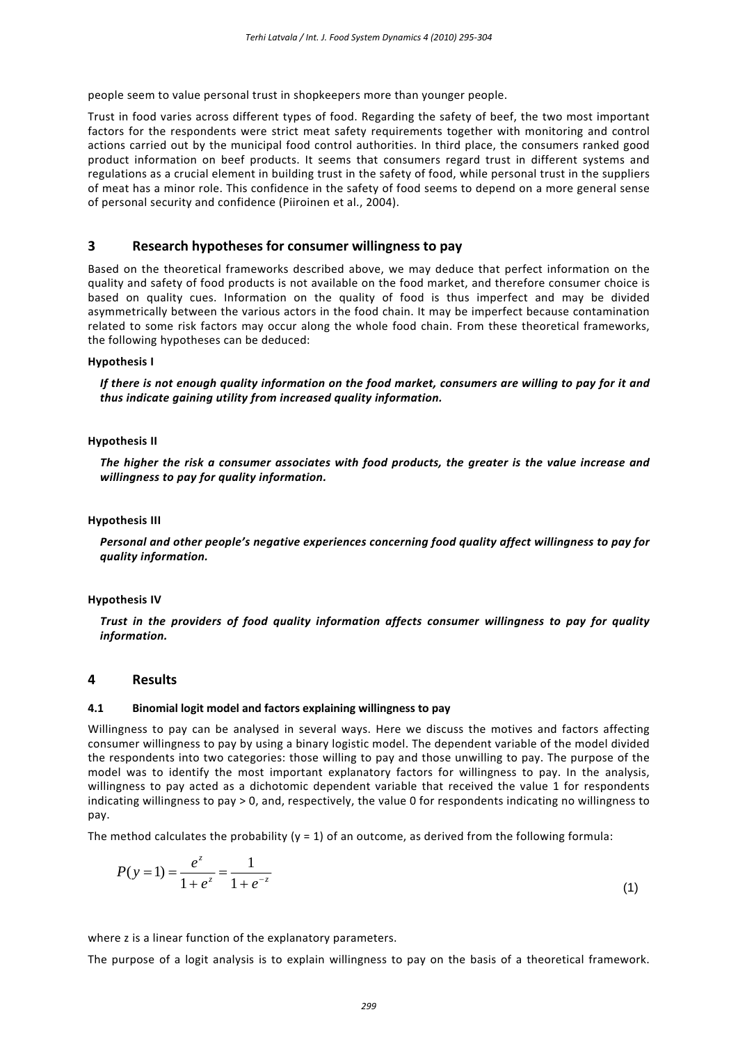people seem to value personal trust in shopkeepers more than younger people.

Trust in food varies across different types of food. Regarding the safety of beef, the two most important factors for the respondents were strict meat safety requirements together with monitoring and control actions carried out by the municipal food control authorities. In third place, the consumers ranked good product information on beef products. It seems that consumers regard trust in different systems and regulations as a crucial element in building trust in the safety of food, while personal trust in the suppliers of meat has a minor role. This confidence in the safety of food seems to depend on a more general sense of personal security and confidence (Piiroinen et al., 2004).

## 3 Research hypotheses for consumer willingness to pay

Based on the theoretical frameworks described above, we may deduce that perfect information on the quality and safety of food products is not available on the food market, and therefore consumer choice is based on quality cues. Information on the quality of food is thus imperfect and may be divided asymmetrically between the various actors in the food chain. It may be imperfect because contamination related to some risk factors may occur along the whole food chain. From these theoretical frameworks, the following hypotheses can be deduced:

**Hypothesis I**

***If there is not enough quality information on the food market, consumers are willing to pay for it and thus indicate gaining utility from increased quality information.***

**Hypothesis II**

***The higher the risk a consumer associates with food products, the greater is the value increase and willingness to pay for quality information.***

**Hypothesis III**

***Personal and other people's negative experiences concerning food quality affect willingness to pay for quality information.***

**Hypothesis IV**

***Trust in the providers of food quality information affects consumer willingness to pay for quality information.***

## 4 Results

### 4.1 Binomial logit model and factors explaining willingness to pay

Willingness to pay can be analysed in several ways. Here we discuss the motives and factors affecting consumer willingness to pay by using a binary logistic model. The dependent variable of the model divided the respondents into two categories: those willing to pay and those unwilling to pay. The purpose of the model was to identify the most important explanatory factors for willingness to pay. In the analysis, willingness to pay acted as a dichotomic dependent variable that received the value 1 for respondents indicating willingness to pay > 0, and, respectively, the value 0 for respondents indicating no willingness to pay.

The method calculates the probability ($y = 1$) of an outcome, as derived from the following formula:

$$P(y=1) = \frac{e^z}{1+e^z} = \frac{1}{1+e^{-z}} \tag{1}$$

where z is a linear function of the explanatory parameters.

The purpose of a logit analysis is to explain willingness to pay on the basis of a theoretical framework.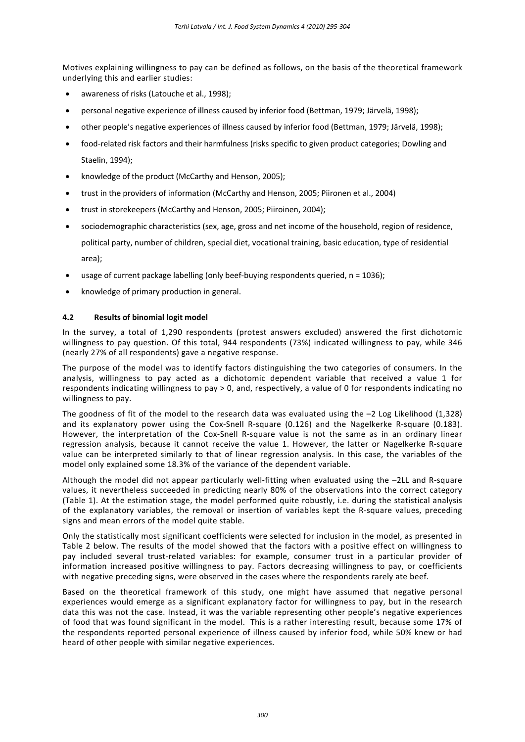Motives explaining willingness to pay can be defined as follows, on the basis of the theoretical framework underlying this and earlier studies:

- awareness of risks (Latouche et al., 1998);
- personal negative experience of illness caused by inferior food (Bettman, 1979; Järvelä, 1998);
- other people's negative experiences of illness caused by inferior food (Bettman, 1979; Järvelä, 1998);
- food-related risk factors and their harmfulness (risks specific to given product categories; Dowling and Staelin, 1994);
- knowledge of the product (McCarthy and Henson, 2005);
- trust in the providers of information (McCarthy and Henson, 2005; Piironen et al., 2004)
- trust in storekeepers (McCarthy and Henson, 2005; Piiroinen, 2004);
- sociodemographic characteristics (sex, age, gross and net income of the household, region of residence, political party, number of children, special diet, vocational training, basic education, type of residential area);
- usage of current package labelling (only beef-buying respondents queried, n = 1036);
- knowledge of primary production in general.

### 4.2 Results of binomial logit model

In the survey, a total of 1,290 respondents (protest answers excluded) answered the first dichotomic willingness to pay question. Of this total, 944 respondents (73%) indicated willingness to pay, while 346 (nearly 27% of all respondents) gave a negative response.

The purpose of the model was to identify factors distinguishing the two categories of consumers. In the analysis, willingness to pay acted as a dichotomic dependent variable that received a value 1 for respondents indicating willingness to pay > 0, and, respectively, a value of 0 for respondents indicating no willingness to pay.

The goodness of fit of the model to the research data was evaluated using the –2 Log Likelihood (1,328) and its explanatory power using the Cox-Snell R-square (0.126) and the Nagelkerke R-square (0.183). However, the interpretation of the Cox-Snell R-square value is not the same as in an ordinary linear regression analysis, because it cannot receive the value 1. However, the latter or Nagelkerke R-square value can be interpreted similarly to that of linear regression analysis. In this case, the variables of the model only explained some 18.3% of the variance of the dependent variable.

Although the model did not appear particularly well-fitting when evaluated using the –2LL and R-square values, it nevertheless succeeded in predicting nearly 80% of the observations into the correct category (Table 1). At the estimation stage, the model performed quite robustly, i.e. during the statistical analysis of the explanatory variables, the removal or insertion of variables kept the R-square values, preceding signs and mean errors of the model quite stable.

Only the statistically most significant coefficients were selected for inclusion in the model, as presented in Table 2 below. The results of the model showed that the factors with a positive effect on willingness to pay included several trust-related variables: for example, consumer trust in a particular provider of information increased positive willingness to pay. Factors decreasing willingness to pay, or coefficients with negative preceding signs, were observed in the cases where the respondents rarely ate beef.

Based on the theoretical framework of this study, one might have assumed that negative personal experiences would emerge as a significant explanatory factor for willingness to pay, but in the research data this was not the case. Instead, it was the variable representing other people's negative experiences of food that was found significant in the model. This is a rather interesting result, because some 17% of the respondents reported personal experience of illness caused by inferior food, while 50% knew or had heard of other people with similar negative experiences.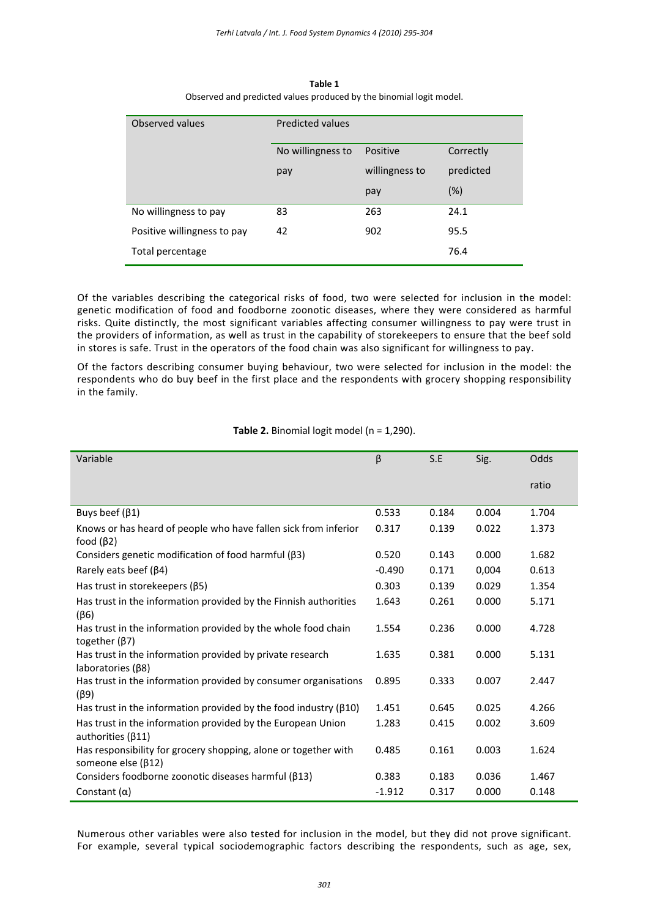**Table 1**

Observed and predicted values produced by the binomial logit model.

| Observed values | Predicted values | | |
|---|---|---|---|
| | No willingness to pay | Positive willingness to pay | Correctly predicted (%) |
| No willingness to pay | 83 | 263 | 24.1 |
| Positive willingness to pay | 42 | 902 | 95.5 |
| Total percentage | | | 76.4 |

Of the variables describing the categorical risks of food, two were selected for inclusion in the model: genetic modification of food and foodborne zoonotic diseases, where they were considered as harmful risks. Quite distinctly, the most significant variables affecting consumer willingness to pay were trust in the providers of information, as well as trust in the capability of storekeepers to ensure that the beef sold in stores is safe. Trust in the operators of the food chain was also significant for willingness to pay.

Of the factors describing consumer buying behaviour, two were selected for inclusion in the model: the respondents who do buy beef in the first place and the respondents with grocery shopping responsibility in the family.

**Table 2.** Binomial logit model (n = 1,290).

| Variable | β | S.E | Sig. | Odds ratio |
|---|---|---|---|---|
| Buys beef (β1) | 0.533 | 0.184 | 0.004 | 1.704 |
| Knows or has heard of people who have fallen sick from inferior food (β2) | 0.317 | 0.139 | 0.022 | 1.373 |
| Considers genetic modification of food harmful (β3) | 0.520 | 0.143 | 0.000 | 1.682 |
| Rarely eats beef (β4) | -0.490 | 0.171 | 0,004 | 0.613 |
| Has trust in storekeepers (β5) | 0.303 | 0.139 | 0.029 | 1.354 |
| Has trust in the information provided by the Finnish authorities (β6) | 1.643 | 0.261 | 0.000 | 5.171 |
| Has trust in the information provided by the whole food chain together (β7) | 1.554 | 0.236 | 0.000 | 4.728 |
| Has trust in the information provided by private research laboratories (β8) | 1.635 | 0.381 | 0.000 | 5.131 |
| Has trust in the information provided by consumer organisations (β9) | 0.895 | 0.333 | 0.007 | 2.447 |
| Has trust in the information provided by the food industry (β10) | 1.451 | 0.645 | 0.025 | 4.266 |
| Has trust in the information provided by the European Union authorities (β11) | 1.283 | 0.415 | 0.002 | 3.609 |
| Has responsibility for grocery shopping, alone or together with someone else (β12) | 0.485 | 0.161 | 0.003 | 1.624 |
| Considers foodborne zoonotic diseases harmful (β13) | 0.383 | 0.183 | 0.036 | 1.467 |
| Constant (α) | -1.912 | 0.317 | 0.000 | 0.148 |

Numerous other variables were also tested for inclusion in the model, but they did not prove significant. For example, several typical sociodemographic factors describing the respondents, such as age, sex,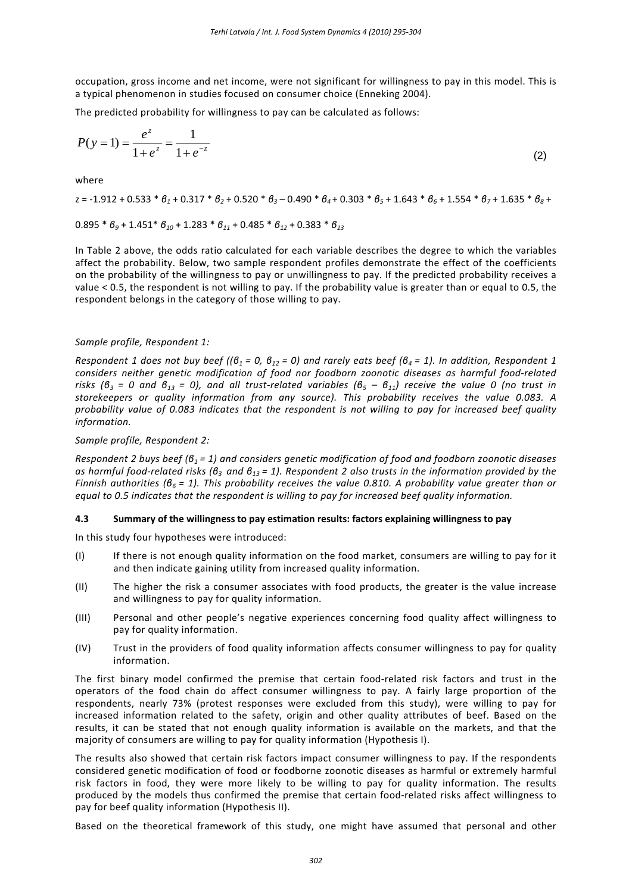occupation, gross income and net income, were not significant for willingness to pay in this model. This is a typical phenomenon in studies focused on consumer choice (Enneking 2004).

The predicted probability for willingness to pay can be calculated as follows:

$$P(y=1) = \frac{e^z}{1+e^z} = \frac{1}{1+e^{-z}} \tag{2}$$

where

$z = -1.912 + 0.533 * \beta_1 + 0.317 * \beta_2 + 0.520 * \beta_3 - 0.490 * \beta_4 + 0.303 * \beta_5 + 1.643 * \beta_6 + 1.554 * \beta_7 + 1.635 * \beta_8 +$

$0.895 * \beta_9 + 1.451 * \beta_{10} + 1.283 * \beta_{11} + 0.485 * \beta_{12} + 0.383 * \beta_{13}$

In Table 2 above, the odds ratio calculated for each variable describes the degree to which the variables affect the probability. Below, two sample respondent profiles demonstrate the effect of the coefficients on the probability of the willingness to pay or unwillingness to pay. If the predicted probability receives a value < 0.5, the respondent is not willing to pay. If the probability value is greater than or equal to 0.5, the respondent belongs in the category of those willing to pay.

*Sample profile, Respondent 1:*

*Respondent 1 does not buy beef (($\beta_1 = 0$, $\beta_{12} = 0$) and rarely eats beef ($\beta_4 = 1$). In addition, Respondent 1 considers neither genetic modification of food nor foodborn zoonotic diseases as harmful food-related risks ($\beta_3 = 0$ and $\beta_{13} = 0$), and all trust-related variables ($\beta_5 - \beta_{11}$) receive the value 0 (no trust in storekeepers or quality information from any source). This probability receives the value 0.083. A probability value of 0.083 indicates that the respondent is not willing to pay for increased beef quality information.*

*Sample profile, Respondent 2:*

*Respondent 2 buys beef ($\beta_1 = 1$) and considers genetic modification of food and foodborn zoonotic diseases as harmful food-related risks ($\beta_3$ and $\beta_{13} = 1$). Respondent 2 also trusts in the information provided by the Finnish authorities ($\beta_6 = 1$). This probability receives the value 0.810. A probability value greater than or equal to 0.5 indicates that the respondent is willing to pay for increased beef quality information.*

### 4.3 Summary of the willingness to pay estimation results: factors explaining willingness to pay

In this study four hypotheses were introduced:

(I) If there is not enough quality information on the food market, consumers are willing to pay for it and then indicate gaining utility from increased quality information.

(II) The higher the risk a consumer associates with food products, the greater is the value increase and willingness to pay for quality information.

(III) Personal and other people's negative experiences concerning food quality affect willingness to pay for quality information.

(IV) Trust in the providers of food quality information affects consumer willingness to pay for quality information.

The first binary model confirmed the premise that certain food-related risk factors and trust in the operators of the food chain do affect consumer willingness to pay. A fairly large proportion of the respondents, nearly 73% (protest responses were excluded from this study), were willing to pay for increased information related to the safety, origin and other quality attributes of beef. Based on the results, it can be stated that not enough quality information is available on the markets, and that the majority of consumers are willing to pay for quality information (Hypothesis I).

The results also showed that certain risk factors impact consumer willingness to pay. If the respondents considered genetic modification of food or foodborne zoonotic diseases as harmful or extremely harmful risk factors in food, they were more likely to be willing to pay for quality information. The results produced by the models thus confirmed the premise that certain food-related risks affect willingness to pay for beef quality information (Hypothesis II).

Based on the theoretical framework of this study, one might have assumed that personal and other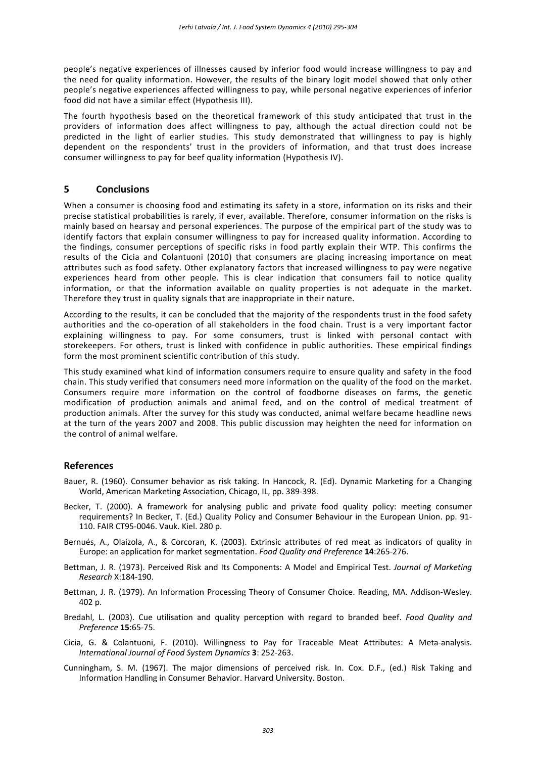people's negative experiences of illnesses caused by inferior food would increase willingness to pay and the need for quality information. However, the results of the binary logit model showed that only other people's negative experiences affected willingness to pay, while personal negative experiences of inferior food did not have a similar effect (Hypothesis III).

The fourth hypothesis based on the theoretical framework of this study anticipated that trust in the providers of information does affect willingness to pay, although the actual direction could not be predicted in the light of earlier studies. This study demonstrated that willingness to pay is highly dependent on the respondents' trust in the providers of information, and that trust does increase consumer willingness to pay for beef quality information (Hypothesis IV).

## 5 Conclusions

When a consumer is choosing food and estimating its safety in a store, information on its risks and their precise statistical probabilities is rarely, if ever, available. Therefore, consumer information on the risks is mainly based on hearsay and personal experiences. The purpose of the empirical part of the study was to identify factors that explain consumer willingness to pay for increased quality information. According to the findings, consumer perceptions of specific risks in food partly explain their WTP. This confirms the results of the Cicia and Colantuoni (2010) that consumers are placing increasing importance on meat attributes such as food safety. Other explanatory factors that increased willingness to pay were negative experiences heard from other people. This is clear indication that consumers fail to notice quality information, or that the information available on quality properties is not adequate in the market. Therefore they trust in quality signals that are inappropriate in their nature.

According to the results, it can be concluded that the majority of the respondents trust in the food safety authorities and the co-operation of all stakeholders in the food chain. Trust is a very important factor explaining willingness to pay. For some consumers, trust is linked with personal contact with storekeepers. For others, trust is linked with confidence in public authorities. These empirical findings form the most prominent scientific contribution of this study.

This study examined what kind of information consumers require to ensure quality and safety in the food chain. This study verified that consumers need more information on the quality of the food on the market. Consumers require more information on the control of foodborne diseases on farms, the genetic modification of production animals and animal feed, and on the control of medical treatment of production animals. After the survey for this study was conducted, animal welfare became headline news at the turn of the years 2007 and 2008. This public discussion may heighten the need for information on the control of animal welfare.

## References

Bauer, R. (1960). Consumer behavior as risk taking. In Hancock, R. (Ed). Dynamic Marketing for a Changing World, American Marketing Association, Chicago, IL, pp. 389-398.

Becker, T. (2000). A framework for analysing public and private food quality policy: meeting consumer requirements? In Becker, T. (Ed.) Quality Policy and Consumer Behaviour in the European Union. pp. 91-110. FAIR CT95-0046. Vauk. Kiel. 280 p.

Bernués, A., Olaizola, A., & Corcoran, K. (2003). Extrinsic attributes of red meat as indicators of quality in Europe: an application for market segmentation. *Food Quality and Preference* **14**:265-276.

Bettman, J. R. (1973). Perceived Risk and Its Components: A Model and Empirical Test. *Journal of Marketing Research* X:184-190.

Bettman, J. R. (1979). An Information Processing Theory of Consumer Choice. Reading, MA. Addison-Wesley. 402 p.

Bredahl, L. (2003). Cue utilisation and quality perception with regard to branded beef. *Food Quality and Preference* **15**:65-75.

Cicia, G. & Colantuoni, F. (2010). Willingness to Pay for Traceable Meat Attributes: A Meta-analysis. *International Journal of Food System Dynamics* **3**: 252-263.

Cunningham, S. M. (1967). The major dimensions of perceived risk. In. Cox. D.F., (ed.) Risk Taking and Information Handling in Consumer Behavior. Harvard University. Boston.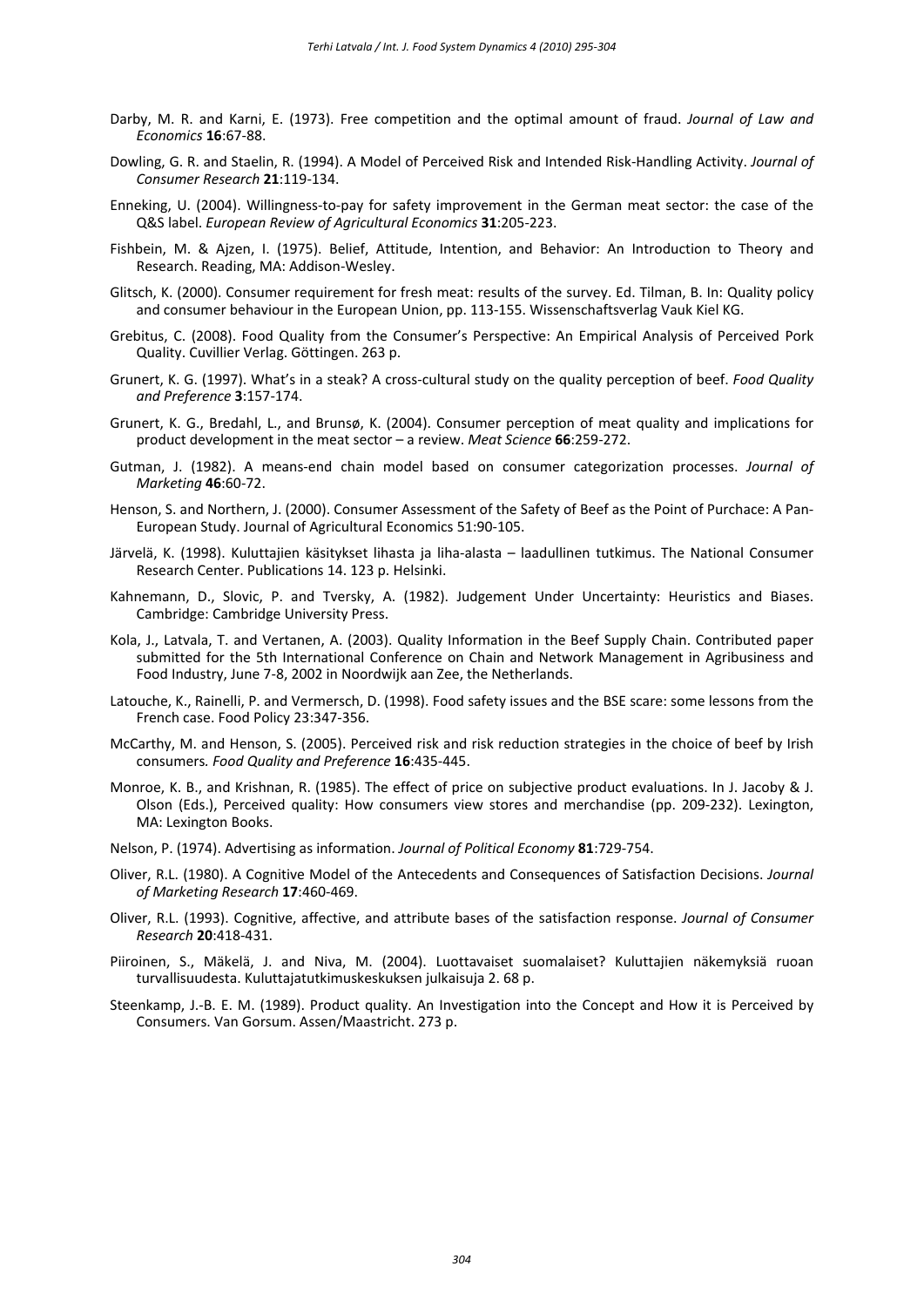Darby, M. R. and Karni, E. (1973). Free competition and the optimal amount of fraud. *Journal of Law and Economics* **16**:67-88.

Dowling, G. R. and Staelin, R. (1994). A Model of Perceived Risk and Intended Risk-Handling Activity. *Journal of Consumer Research* **21**:119-134.

Enneking, U. (2004). Willingness-to-pay for safety improvement in the German meat sector: the case of the Q&S label. *European Review of Agricultural Economics* **31**:205-223.

Fishbein, M. & Ajzen, I. (1975). Belief, Attitude, Intention, and Behavior: An Introduction to Theory and Research. Reading, MA: Addison-Wesley.

Glitsch, K. (2000). Consumer requirement for fresh meat: results of the survey. Ed. Tilman, B. In: Quality policy and consumer behaviour in the European Union, pp. 113-155. Wissenschaftsverlag Vauk Kiel KG.

Grebitus, C. (2008). Food Quality from the Consumer's Perspective: An Empirical Analysis of Perceived Pork Quality. Cuvillier Verlag. Göttingen. 263 p.

Grunert, K. G. (1997). What's in a steak? A cross-cultural study on the quality perception of beef. *Food Quality and Preference* **3**:157-174.

Grunert, K. G., Bredahl, L., and Brunsø, K. (2004). Consumer perception of meat quality and implications for product development in the meat sector – a review. *Meat Science* **66**:259-272.

Gutman, J. (1982). A means-end chain model based on consumer categorization processes. *Journal of Marketing* **46**:60-72.

Henson, S. and Northern, J. (2000). Consumer Assessment of the Safety of Beef as the Point of Purchace: A Pan-European Study. Journal of Agricultural Economics 51:90-105.

Järvelä, K. (1998). Kuluttajien käsitykset lihasta ja liha-alasta – laadullinen tutkimus. The National Consumer Research Center. Publications 14. 123 p. Helsinki.

Kahnemann, D., Slovic, P. and Tversky, A. (1982). Judgement Under Uncertainty: Heuristics and Biases. Cambridge: Cambridge University Press.

Kola, J., Latvala, T. and Vertanen, A. (2003). Quality Information in the Beef Supply Chain. Contributed paper submitted for the 5th International Conference on Chain and Network Management in Agribusiness and Food Industry, June 7-8, 2002 in Noordwijk aan Zee, the Netherlands.

Latouche, K., Rainelli, P. and Vermersch, D. (1998). Food safety issues and the BSE scare: some lessons from the French case. Food Policy 23:347-356.

McCarthy, M. and Henson, S. (2005). Perceived risk and risk reduction strategies in the choice of beef by Irish consumers*. Food Quality and Preference* **16**:435-445.

Monroe, K. B., and Krishnan, R. (1985). The effect of price on subjective product evaluations. In J. Jacoby & J. Olson (Eds.), Perceived quality: How consumers view stores and merchandise (pp. 209-232). Lexington, MA: Lexington Books.

Nelson, P. (1974). Advertising as information. *Journal of Political Economy* **81**:729-754.

Oliver, R.L. (1980). A Cognitive Model of the Antecedents and Consequences of Satisfaction Decisions. *Journal of Marketing Research* **17**:460-469.

Oliver, R.L. (1993). Cognitive, affective, and attribute bases of the satisfaction response. *Journal of Consumer Research* **20**:418-431.

Piiroinen, S., Mäkelä, J. and Niva, M. (2004). Luottavaiset suomalaiset? Kuluttajien näkemyksiä ruoan turvallisuudesta. Kuluttajatutkimuskeskuksen julkaisuja 2. 68 p.

Steenkamp, J.-B. E. M. (1989). Product quality. An Investigation into the Concept and How it is Perceived by Consumers. Van Gorsum. Assen/Maastricht. 273 p.